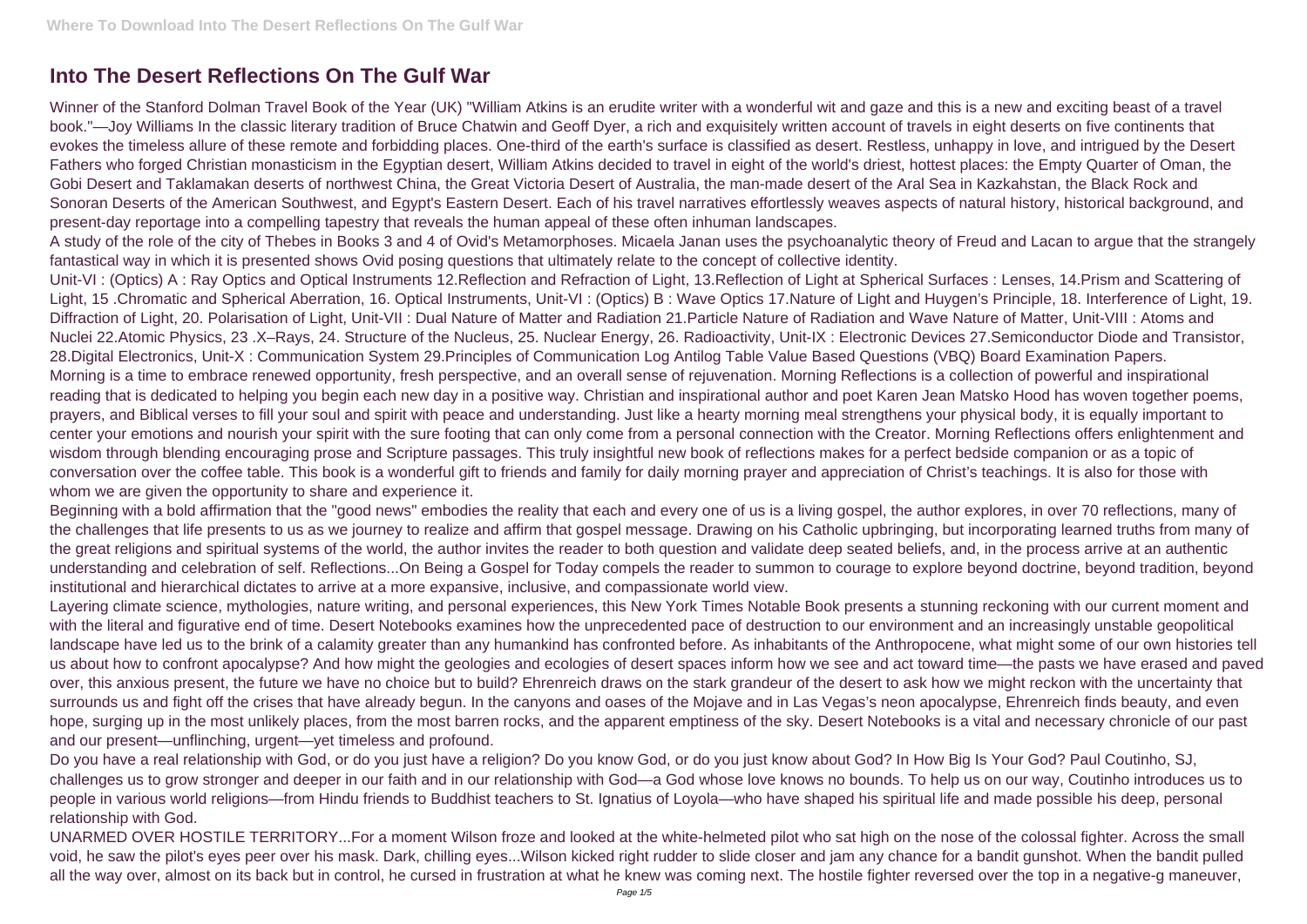# Into The Desert Reflections On The Gulf War

Winner of the Stanford Dolman Travel Book of the Year (UK) "William Atkins is an erudite writer with a wonderful wit and gaze and this is a new and exciting beast of a travel book."—Joy Williams In the classic literary tradition of Bruce Chatwin and Geoff Dyer, a rich and exquisitely written account of travels in eight deserts on five continents that evokes the timeless allure of these remote and forbidding places. One-third of the earth's surface is classified as desert. Restless, unhappy in love, and intrigued by the Desert Fathers who forged Christian monasticism in the Egyptian desert, William Atkins decided to travel in eight of the world's driest, hottest places: the Empty Quarter of Oman, the Gobi Desert and Taklamakan deserts of northwest China, the Great Victoria Desert of Australia, the man-made desert of the Aral Sea in Kazkahstan, the Black Rock and Sonoran Deserts of the American Southwest, and Egypt's Eastern Desert. Each of his travel narratives effortlessly weaves aspects of natural history, historical background, and present-day reportage into a compelling tapestry that reveals the human appeal of these often inhuman landscapes.

A study of the role of the city of Thebes in Books 3 and 4 of Ovid's Metamorphoses. Micaela Janan uses the psychoanalytic theory of Freud and Lacan to argue that the strangely fantastical way in which it is presented shows Ovid posing questions that ultimately relate to the concept of collective identity.

Unit-VI : (Optics) A : Ray Optics and Optical Instruments 12.Reflection and Refraction of Light, 13.Reflection of Light at Spherical Surfaces : Lenses, 14.Prism and Scattering of Light, 15 .Chromatic and Spherical Aberration, 16. Optical Instruments, Unit-VI : (Optics) B : Wave Optics 17.Nature of Light and Huygen's Principle, 18. Interference of Light, 19. Diffraction of Light, 20. Polarisation of Light, Unit-VII : Dual Nature of Matter and Radiation 21.Particle Nature of Radiation and Wave Nature of Matter, Unit-VIII : Atoms and Nuclei 22.Atomic Physics, 23 .X–Rays, 24. Structure of the Nucleus, 25. Nuclear Energy, 26. Radioactivity, Unit-IX : Electronic Devices 27.Semiconductor Diode and Transistor, 28.Digital Electronics, Unit-X : Communication System 29.Principles of Communication Log Antilog Table Value Based Questions (VBQ) Board Examination Papers.

Morning is a time to embrace renewed opportunity, fresh perspective, and an overall sense of rejuvenation. Morning Reflections is a collection of powerful and inspirational reading that is dedicated to helping you begin each new day in a positive way. Christian and inspirational author and poet Karen Jean Matsko Hood has woven together poems, prayers, and Biblical verses to fill your soul and spirit with peace and understanding. Just like a hearty morning meal strengthens your physical body, it is equally important to center your emotions and nourish your spirit with the sure footing that can only come from a personal connection with the Creator. Morning Reflections offers enlightenment and wisdom through blending encouraging prose and Scripture passages. This truly insightful new book of reflections makes for a perfect bedside companion or as a topic of conversation over the coffee table. This book is a wonderful gift to friends and family for daily morning prayer and appreciation of Christ's teachings. It is also for those with whom we are given the opportunity to share and experience it.

Beginning with a bold affirmation that the "good news" embodies the reality that each and every one of us is a living gospel, the author explores, in over 70 reflections, many of the challenges that life presents to us as we journey to realize and affirm that gospel message. Drawing on his Catholic upbringing, but incorporating learned truths from many of the great religions and spiritual systems of the world, the author invites the reader to both question and validate deep seated beliefs, and, in the process arrive at an authentic understanding and celebration of self. Reflections...On Being a Gospel for Today compels the reader to summon to courage to explore beyond doctrine, beyond tradition, beyond institutional and hierarchical dictates to arrive at a more expansive, inclusive, and compassionate world view.

Layering climate science, mythologies, nature writing, and personal experiences, this New York Times Notable Book presents a stunning reckoning with our current moment and with the literal and figurative end of time. Desert Notebooks examines how the unprecedented pace of destruction to our environment and an increasingly unstable geopolitical landscape have led us to the brink of a calamity greater than any humankind has confronted before. As inhabitants of the Anthropocene, what might some of our own histories tell us about how to confront apocalypse? And how might the geologies and ecologies of desert spaces inform how we see and act toward time—the pasts we have erased and paved over, this anxious present, the future we have no choice but to build? Ehrenreich draws on the stark grandeur of the desert to ask how we might reckon with the uncertainty that surrounds us and fight off the crises that have already begun. In the canyons and oases of the Mojave and in Las Vegas's neon apocalypse, Ehrenreich finds beauty, and even hope, surging up in the most unlikely places, from the most barren rocks, and the apparent emptiness of the sky. Desert Notebooks is a vital and necessary chronicle of our past and our present—unflinching, urgent—yet timeless and profound.

Do you have a real relationship with God, or do you just have a religion? Do you know God, or do you just know about God? In How Big Is Your God? Paul Coutinho, SJ, challenges us to grow stronger and deeper in our faith and in our relationship with God—a God whose love knows no bounds. To help us on our way, Coutinho introduces us to people in various world religions—from Hindu friends to Buddhist teachers to St. Ignatius of Loyola—who have shaped his spiritual life and made possible his deep, personal relationship with God.

UNARMED OVER HOSTILE TERRITORY...For a moment Wilson froze and looked at the white-helmeted pilot who sat high on the nose of the colossal fighter. Across the small void, he saw the pilot's eyes peer over his mask. Dark, chilling eyes...Wilson kicked right rudder to slide closer and jam any chance for a bandit gunshot. When the bandit pulled all the way over, almost on its back but in control, he cursed in frustration at what he knew was coming next. The hostile fighter reversed over the top in a negative-g maneuver,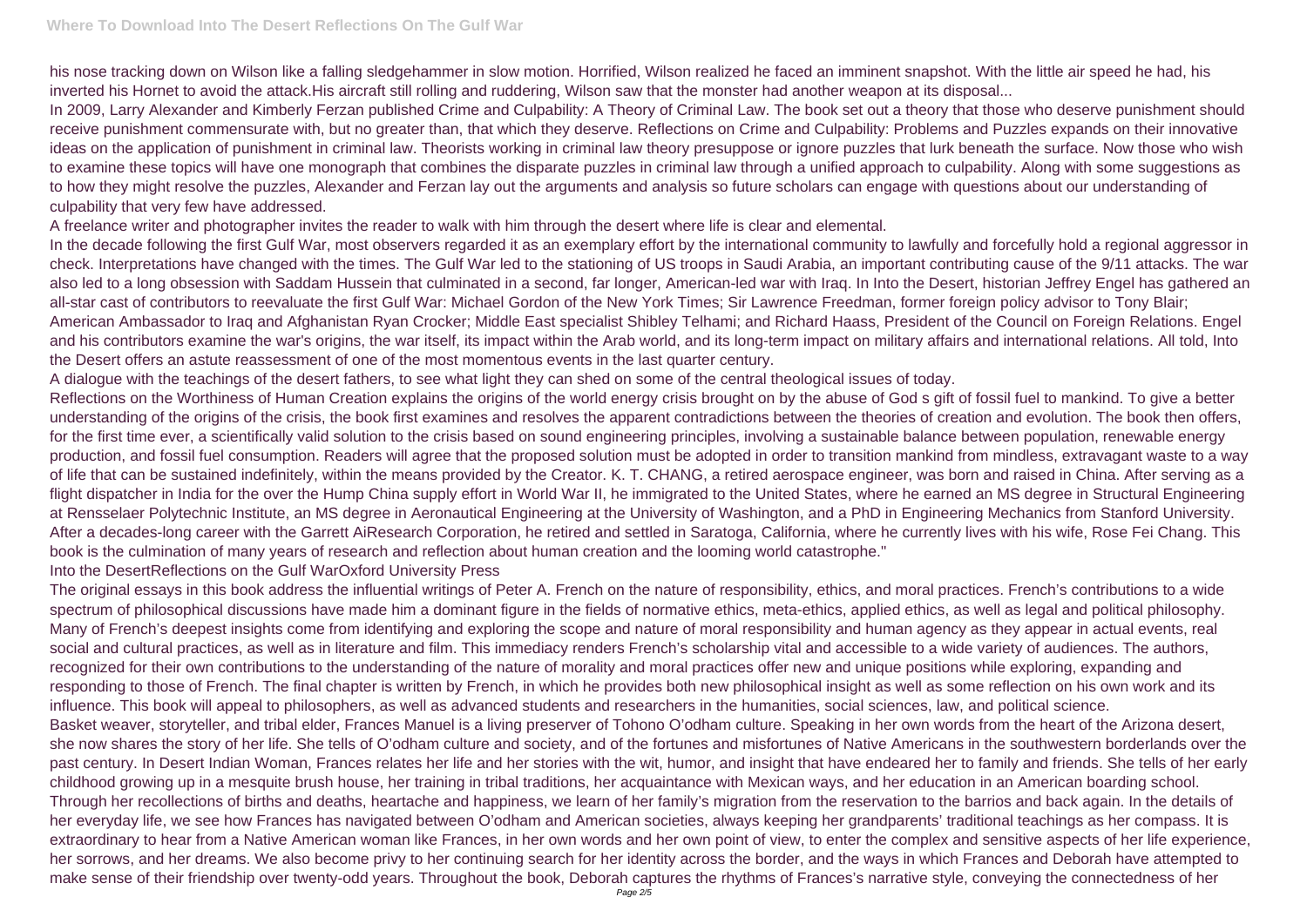his nose tracking down on Wilson like a falling sledgehammer in slow motion. Horrified, Wilson realized he faced an imminent snapshot. With the little air speed he had, his inverted his Hornet to avoid the attack.His aircraft still rolling and ruddering, Wilson saw that the monster had another weapon at its disposal...

In 2009, Larry Alexander and Kimberly Ferzan published Crime and Culpability: A Theory of Criminal Law. The book set out a theory that those who deserve punishment should receive punishment commensurate with, but no greater than, that which they deserve. Reflections on Crime and Culpability: Problems and Puzzles expands on their innovative ideas on the application of punishment in criminal law. Theorists working in criminal law theory presuppose or ignore puzzles that lurk beneath the surface. Now those who wish to examine these topics will have one monograph that combines the disparate puzzles in criminal law through a unified approach to culpability. Along with some suggestions as to how they might resolve the puzzles, Alexander and Ferzan lay out the arguments and analysis so future scholars can engage with questions about our understanding of culpability that very few have addressed.

A freelance writer and photographer invites the reader to walk with him through the desert where life is clear and elemental.

In the decade following the first Gulf War, most observers regarded it as an exemplary effort by the international community to lawfully and forcefully hold a regional aggressor in check. Interpretations have changed with the times. The Gulf War led to the stationing of US troops in Saudi Arabia, an important contributing cause of the 9/11 attacks. The war also led to a long obsession with Saddam Hussein that culminated in a second, far longer, American-led war with Iraq. In Into the Desert, historian Jeffrey Engel has gathered an all-star cast of contributors to reevaluate the first Gulf War: Michael Gordon of the New York Times; Sir Lawrence Freedman, former foreign policy advisor to Tony Blair; American Ambassador to Iraq and Afghanistan Ryan Crocker; Middle East specialist Shibley Telhami; and Richard Haass, President of the Council on Foreign Relations. Engel and his contributors examine the war's origins, the war itself, its impact within the Arab world, and its long-term impact on military affairs and international relations. All told, Into the Desert offers an astute reassessment of one of the most momentous events in the last quarter century.

A dialogue with the teachings of the desert fathers, to see what light they can shed on some of the central theological issues of today.

Reflections on the Worthiness of Human Creation explains the origins of the world energy crisis brought on by the abuse of God s gift of fossil fuel to mankind. To give a better understanding of the origins of the crisis, the book first examines and resolves the apparent contradictions between the theories of creation and evolution. The book then offers, for the first time ever, a scientifically valid solution to the crisis based on sound engineering principles, involving a sustainable balance between population, renewable energy production, and fossil fuel consumption. Readers will agree that the proposed solution must be adopted in order to transition mankind from mindless, extravagant waste to a way of life that can be sustained indefinitely, within the means provided by the Creator. K. T. CHANG, a retired aerospace engineer, was born and raised in China. After serving as a flight dispatcher in India for the over the Hump China supply effort in World War II, he immigrated to the United States, where he earned an MS degree in Structural Engineering at Rensselaer Polytechnic Institute, an MS degree in Aeronautical Engineering at the University of Washington, and a PhD in Engineering Mechanics from Stanford University. After a decades-long career with the Garrett AiResearch Corporation, he retired and settled in Saratoga, California, where he currently lives with his wife, Rose Fei Chang. This book is the culmination of many years of research and reflection about human creation and the looming world catastrophe."

Into the DesertReflections on the Gulf WarOxford University Press

The original essays in this book address the influential writings of Peter A. French on the nature of responsibility, ethics, and moral practices. French's contributions to a wide spectrum of philosophical discussions have made him a dominant figure in the fields of normative ethics, meta-ethics, applied ethics, as well as legal and political philosophy. Many of French's deepest insights come from identifying and exploring the scope and nature of moral responsibility and human agency as they appear in actual events, real social and cultural practices, as well as in literature and film. This immediacy renders French's scholarship vital and accessible to a wide variety of audiences. The authors, recognized for their own contributions to the understanding of the nature of morality and moral practices offer new and unique positions while exploring, expanding and responding to those of French. The final chapter is written by French, in which he provides both new philosophical insight as well as some reflection on his own work and its influence. This book will appeal to philosophers, as well as advanced students and researchers in the humanities, social sciences, law, and political science.

Basket weaver, storyteller, and tribal elder, Frances Manuel is a living preserver of Tohono O'odham culture. Speaking in her own words from the heart of the Arizona desert, she now shares the story of her life. She tells of O'odham culture and society, and of the fortunes and misfortunes of Native Americans in the southwestern borderlands over the past century. In Desert Indian Woman, Frances relates her life and her stories with the wit, humor, and insight that have endeared her to family and friends. She tells of her early childhood growing up in a mesquite brush house, her training in tribal traditions, her acquaintance with Mexican ways, and her education in an American boarding school. Through her recollections of births and deaths, heartache and happiness, we learn of her family's migration from the reservation to the barrios and back again. In the details of her everyday life, we see how Frances has navigated between O'odham and American societies, always keeping her grandparents' traditional teachings as her compass. It is extraordinary to hear from a Native American woman like Frances, in her own words and her own point of view, to enter the complex and sensitive aspects of her life experience, her sorrows, and her dreams. We also become privy to her continuing search for her identity across the border, and the ways in which Frances and Deborah have attempted to make sense of their friendship over twenty-odd years. Throughout the book, Deborah captures the rhythms of Frances's narrative style, conveying the connectedness of her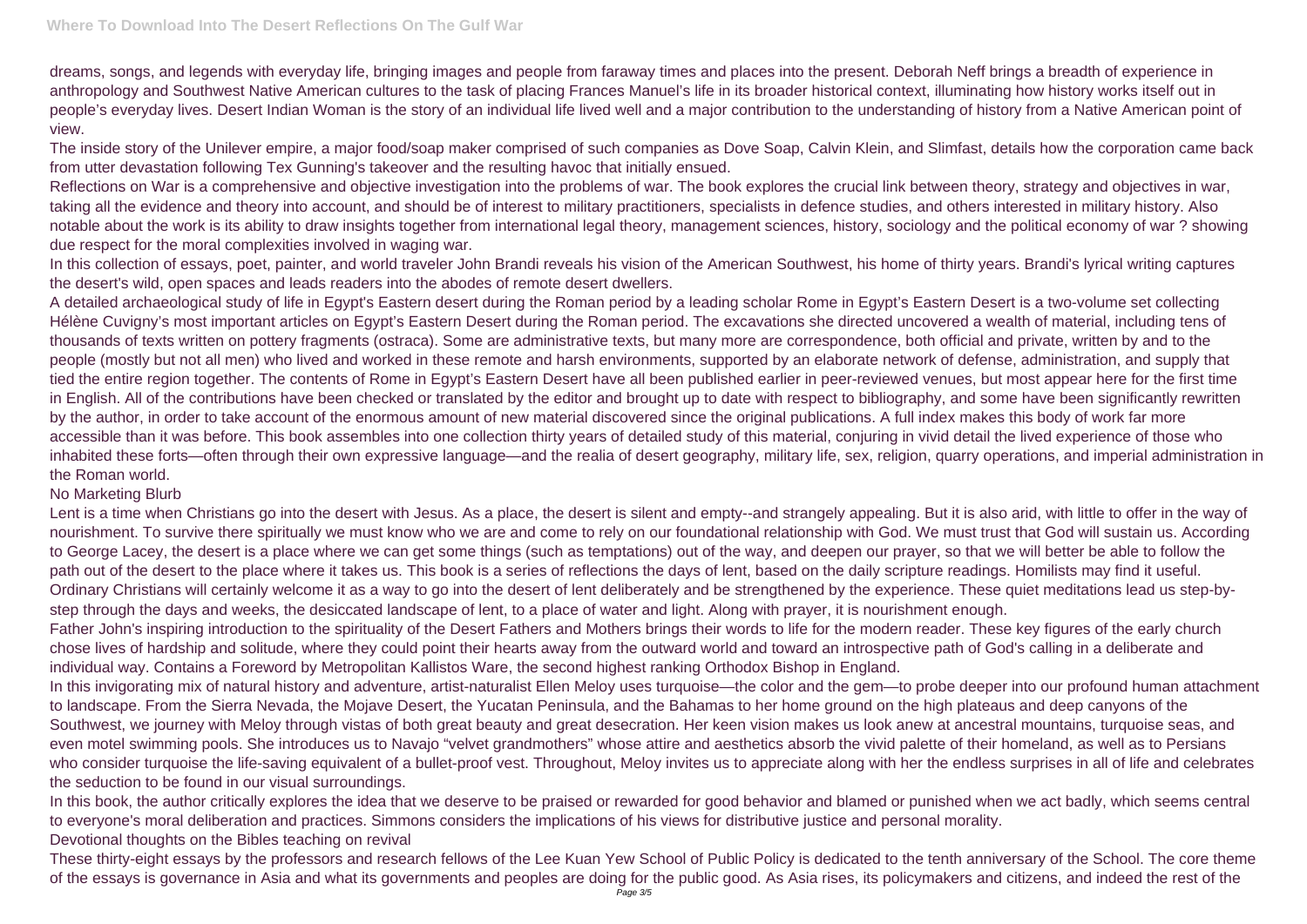dreams, songs, and legends with everyday life, bringing images and people from faraway times and places into the present. Deborah Neff brings a breadth of experience in anthropology and Southwest Native American cultures to the task of placing Frances Manuel's life in its broader historical context, illuminating how history works itself out in people's everyday lives. Desert Indian Woman is the story of an individual life lived well and a major contribution to the understanding of history from a Native American point of view.

The inside story of the Unilever empire, a major food/soap maker comprised of such companies as Dove Soap, Calvin Klein, and Slimfast, details how the corporation came back from utter devastation following Tex Gunning's takeover and the resulting havoc that initially ensued.

Reflections on War is a comprehensive and objective investigation into the problems of war. The book explores the crucial link between theory, strategy and objectives in war, taking all the evidence and theory into account, and should be of interest to military practitioners, specialists in defence studies, and others interested in military history. Also notable about the work is its ability to draw insights together from international legal theory, management sciences, history, sociology and the political economy of war ? showing due respect for the moral complexities involved in waging war.

In this collection of essays, poet, painter, and world traveler John Brandi reveals his vision of the American Southwest, his home of thirty years. Brandi's lyrical writing captures the desert's wild, open spaces and leads readers into the abodes of remote desert dwellers.

A detailed archaeological study of life in Egypt's Eastern desert during the Roman period by a leading scholar Rome in Egypt's Eastern Desert is a two-volume set collecting Hélène Cuvigny's most important articles on Egypt's Eastern Desert during the Roman period. The excavations she directed uncovered a wealth of material, including tens of thousands of texts written on pottery fragments (ostraca). Some are administrative texts, but many more are correspondence, both official and private, written by and to the people (mostly but not all men) who lived and worked in these remote and harsh environments, supported by an elaborate network of defense, administration, and supply that tied the entire region together. The contents of Rome in Egypt's Eastern Desert have all been published earlier in peer-reviewed venues, but most appear here for the first time in English. All of the contributions have been checked or translated by the editor and brought up to date with respect to bibliography, and some have been significantly rewritten by the author, in order to take account of the enormous amount of new material discovered since the original publications. A full index makes this body of work far more accessible than it was before. This book assembles into one collection thirty years of detailed study of this material, conjuring in vivid detail the lived experience of those who inhabited these forts—often through their own expressive language—and the realia of desert geography, military life, sex, religion, quarry operations, and imperial administration in the Roman world.

No Marketing Blurb

Lent is a time when Christians go into the desert with Jesus. As a place, the desert is silent and empty--and strangely appealing. But it is also arid, with little to offer in the way of nourishment. To survive there spiritually we must know who we are and come to rely on our foundational relationship with God. We must trust that God will sustain us. According to George Lacey, the desert is a place where we can get some things (such as temptations) out of the way, and deepen our prayer, so that we will better be able to follow the path out of the desert to the place where it takes us. This book is a series of reflections the days of lent, based on the daily scripture readings. Homilists may find it useful. Ordinary Christians will certainly welcome it as a way to go into the desert of lent deliberately and be strengthened by the experience. These quiet meditations lead us step-by-step through the days and weeks, the desiccated landscape of lent, to a place of water and light. Along with prayer, it is nourishment enough.

Father John's inspiring introduction to the spirituality of the Desert Fathers and Mothers brings their words to life for the modern reader. These key figures of the early church chose lives of hardship and solitude, where they could point their hearts away from the outward world and toward an introspective path of God's calling in a deliberate and individual way. Contains a Foreword by Metropolitan Kallistos Ware, the second highest ranking Orthodox Bishop in England.

In this invigorating mix of natural history and adventure, artist-naturalist Ellen Meloy uses turquoise—the color and the gem—to probe deeper into our profound human attachment to landscape. From the Sierra Nevada, the Mojave Desert, the Yucatan Peninsula, and the Bahamas to her home ground on the high plateaus and deep canyons of the Southwest, we journey with Meloy through vistas of both great beauty and great desecration. Her keen vision makes us look anew at ancestral mountains, turquoise seas, and even motel swimming pools. She introduces us to Navajo "velvet grandmothers" whose attire and aesthetics absorb the vivid palette of their homeland, as well as to Persians who consider turquoise the life-saving equivalent of a bullet-proof vest. Throughout, Meloy invites us to appreciate along with her the endless surprises in all of life and celebrates the seduction to be found in our visual surroundings.

In this book, the author critically explores the idea that we deserve to be praised or rewarded for good behavior and blamed or punished when we act badly, which seems central to everyone's moral deliberation and practices. Simmons considers the implications of his views for distributive justice and personal morality.

Devotional thoughts on the Bibles teaching on revival

These thirty-eight essays by the professors and research fellows of the Lee Kuan Yew School of Public Policy is dedicated to the tenth anniversary of the School. The core theme of the essays is governance in Asia and what its governments and peoples are doing for the public good. As Asia rises, its policymakers and citizens, and indeed the rest of the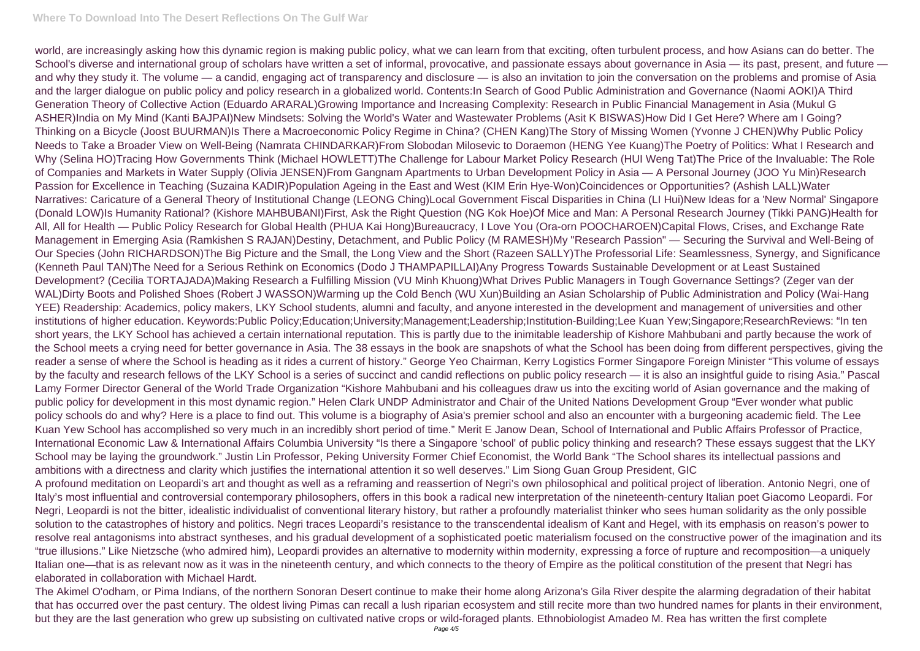world, are increasingly asking how this dynamic region is making public policy, what we can learn from that exciting, often turbulent process, and how Asians can do better. The School's diverse and international group of scholars have written a set of informal, provocative, and passionate essays about governance in Asia — its past, present, and future — and why they study it. The volume — a candid, engaging act of transparency and disclosure — is also an invitation to join the conversation on the problems and promise of Asia and the larger dialogue on public policy and policy research in a globalized world. Contents:In Search of Good Public Administration and Governance (Naomi AOKI)A Third Generation Theory of Collective Action (Eduardo ARARAL)Growing Importance and Increasing Complexity: Research in Public Financial Management in Asia (Mukul G ASHER)India on My Mind (Kanti BAJPAI)New Mindsets: Solving the World's Water and Wastewater Problems (Asit K BISWAS)How Did I Get Here? Where am I Going? Thinking on a Bicycle (Joost BUURMAN)Is There a Macroeconomic Policy Regime in China? (CHEN Kang)The Story of Missing Women (Yvonne J CHEN)Why Public Policy Needs to Take a Broader View on Well-Being (Namrata CHINDARKAR)From Slobodan Milosevic to Doraemon (HENG Yee Kuang)The Poetry of Politics: What I Research and Why (Selina HO)Tracing How Governments Think (Michael HOWLETT)The Challenge for Labour Market Policy Research (HUI Weng Tat)The Price of the Invaluable: The Role of Companies and Markets in Water Supply (Olivia JENSEN)From Gangnam Apartments to Urban Development Policy in Asia — A Personal Journey (JOO Yu Min)Research Passion for Excellence in Teaching (Suzaina KADIR)Population Ageing in the East and West (KIM Erin Hye-Won)Coincidences or Opportunities? (Ashish LALL)Water Narratives: Caricature of a General Theory of Institutional Change (LEONG Ching)Local Government Fiscal Disparities in China (LI Hui)New Ideas for a 'New Normal' Singapore (Donald LOW)Is Humanity Rational? (Kishore MAHBUBANI)First, Ask the Right Question (NG Kok Hoe)Of Mice and Man: A Personal Research Journey (Tikki PANG)Health for All, All for Health — Public Policy Research for Global Health (PHUA Kai Hong)Bureaucracy, I Love You (Ora-orn POOCHAROEN)Capital Flows, Crises, and Exchange Rate Management in Emerging Asia (Ramkishen S RAJAN)Destiny, Detachment, and Public Policy (M RAMESH)My "Research Passion" — Securing the Survival and Well-Being of Our Species (John RICHARDSON)The Big Picture and the Small, the Long View and the Short (Razeen SALLY)The Professorial Life: Seamlessness, Synergy, and Significance (Kenneth Paul TAN)The Need for a Serious Rethink on Economics (Dodo J THAMPAPILLAI)Any Progress Towards Sustainable Development or at Least Sustained Development? (Cecilia TORTAJADA)Making Research a Fulfilling Mission (VU Minh Khuong)What Drives Public Managers in Tough Governance Settings? (Zeger van der WAL)Dirty Boots and Polished Shoes (Robert J WASSON)Warming up the Cold Bench (WU Xun)Building an Asian Scholarship of Public Administration and Policy (Wai-Hang YEE) Readership: Academics, policy makers, LKY School students, alumni and faculty, and anyone interested in the development and management of universities and other institutions of higher education. Keywords:Public Policy;Education;University;Management;Leadership;Institution-Building;Lee Kuan Yew;Singapore;ResearchReviews: "In ten short years, the LKY School has achieved a certain international reputation. This is partly due to the inimitable leadership of Kishore Mahbubani and partly because the work of the School meets a crying need for better governance in Asia. The 38 essays in the book are snapshots of what the School has been doing from different perspectives, giving the reader a sense of where the School is heading as it rides a current of history." George Yeo Chairman, Kerry Logistics Former Singapore Foreign Minister "This volume of essays by the faculty and research fellows of the LKY School is a series of succinct and candid reflections on public policy research — it is also an insightful guide to rising Asia." Pascal Lamy Former Director General of the World Trade Organization "Kishore Mahbubani and his colleagues draw us into the exciting world of Asian governance and the making of public policy for development in this most dynamic region." Helen Clark UNDP Administrator and Chair of the United Nations Development Group "Ever wonder what public policy schools do and why? Here is a place to find out. This volume is a biography of Asia's premier school and also an encounter with a burgeoning academic field. The Lee Kuan Yew School has accomplished so very much in an incredibly short period of time." Merit E Janow Dean, School of International and Public Affairs Professor of Practice, International Economic Law & International Affairs Columbia University "Is there a Singapore 'school' of public policy thinking and research? These essays suggest that the LKY School may be laying the groundwork." Justin Lin Professor, Peking University Former Chief Economist, the World Bank "The School shares its intellectual passions and ambitions with a directness and clarity which justifies the international attention it so well deserves." Lim Siong Guan Group President, GIC

A profound meditation on Leopardi's art and thought as well as a reframing and reassertion of Negri's own philosophical and political project of liberation. Antonio Negri, one of Italy's most influential and controversial contemporary philosophers, offers in this book a radical new interpretation of the nineteenth-century Italian poet Giacomo Leopardi. For Negri, Leopardi is not the bitter, idealistic individualist of conventional literary history, but rather a profoundly materialist thinker who sees human solidarity as the only possible solution to the catastrophes of history and politics. Negri traces Leopardi's resistance to the transcendental idealism of Kant and Hegel, with its emphasis on reason's power to resolve real antagonisms into abstract syntheses, and his gradual development of a sophisticated poetic materialism focused on the constructive power of the imagination and its "true illusions." Like Nietzsche (who admired him), Leopardi provides an alternative to modernity within modernity, expressing a force of rupture and recomposition—a uniquely Italian one—that is as relevant now as it was in the nineteenth century, and which connects to the theory of Empire as the political constitution of the present that Negri has elaborated in collaboration with Michael Hardt.

The Akimel O'odham, or Pima Indians, of the northern Sonoran Desert continue to make their home along Arizona's Gila River despite the alarming degradation of their habitat that has occurred over the past century. The oldest living Pimas can recall a lush riparian ecosystem and still recite more than two hundred names for plants in their environment, but they are the last generation who grew up subsisting on cultivated native crops or wild-foraged plants. Ethnobiologist Amadeo M. Rea has written the first complete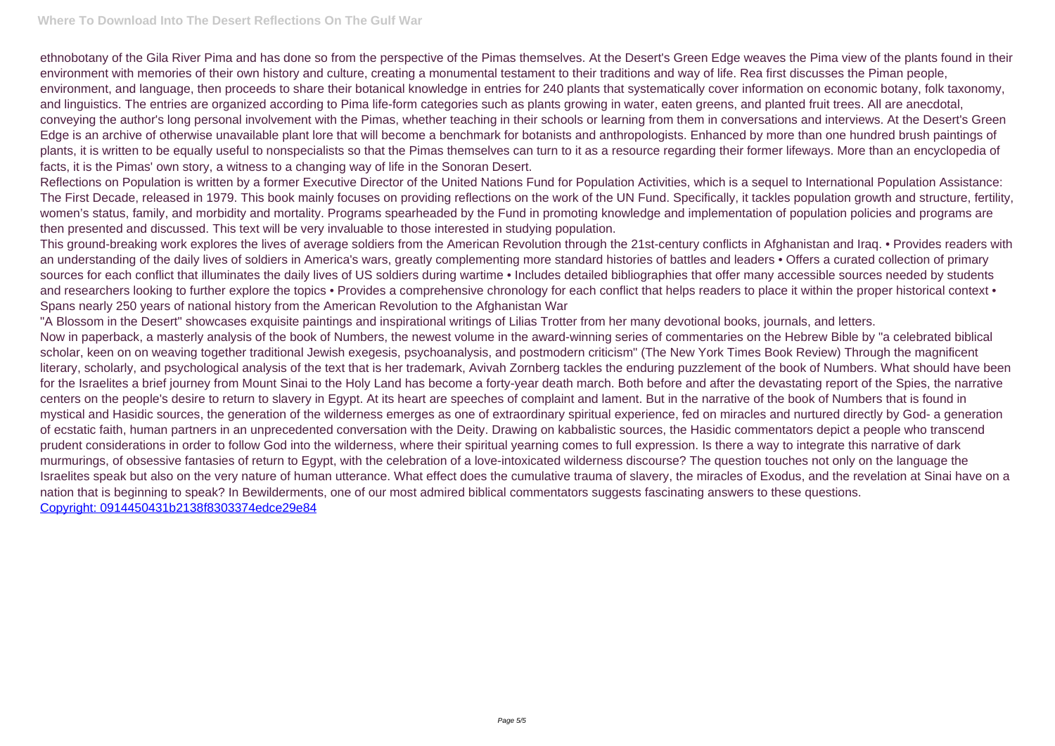ethnobotany of the Gila River Pima and has done so from the perspective of the Pimas themselves. At the Desert's Green Edge weaves the Pima view of the plants found in their environment with memories of their own history and culture, creating a monumental testament to their traditions and way of life. Rea first discusses the Piman people, environment, and language, then proceeds to share their botanical knowledge in entries for 240 plants that systematically cover information on economic botany, folk taxonomy, and linguistics. The entries are organized according to Pima life-form categories such as plants growing in water, eaten greens, and planted fruit trees. All are anecdotal, conveying the author's long personal involvement with the Pimas, whether teaching in their schools or learning from them in conversations and interviews. At the Desert's Green Edge is an archive of otherwise unavailable plant lore that will become a benchmark for botanists and anthropologists. Enhanced by more than one hundred brush paintings of plants, it is written to be equally useful to nonspecialists so that the Pimas themselves can turn to it as a resource regarding their former lifeways. More than an encyclopedia of facts, it is the Pimas' own story, a witness to a changing way of life in the Sonoran Desert.

Reflections on Population is written by a former Executive Director of the United Nations Fund for Population Activities, which is a sequel to International Population Assistance: The First Decade, released in 1979. This book mainly focuses on providing reflections on the work of the UN Fund. Specifically, it tackles population growth and structure, fertility, women's status, family, and morbidity and mortality. Programs spearheaded by the Fund in promoting knowledge and implementation of population policies and programs are then presented and discussed. This text will be very invaluable to those interested in studying population.

This ground-breaking work explores the lives of average soldiers from the American Revolution through the 21st-century conflicts in Afghanistan and Iraq. • Provides readers with an understanding of the daily lives of soldiers in America's wars, greatly complementing more standard histories of battles and leaders • Offers a curated collection of primary sources for each conflict that illuminates the daily lives of US soldiers during wartime • Includes detailed bibliographies that offer many accessible sources needed by students and researchers looking to further explore the topics • Provides a comprehensive chronology for each conflict that helps readers to place it within the proper historical context • Spans nearly 250 years of national history from the American Revolution to the Afghanistan War

"A Blossom in the Desert" showcases exquisite paintings and inspirational writings of Lilias Trotter from her many devotional books, journals, and letters.

Now in paperback, a masterly analysis of the book of Numbers, the newest volume in the award-winning series of commentaries on the Hebrew Bible by "a celebrated biblical scholar, keen on on weaving together traditional Jewish exegesis, psychoanalysis, and postmodern criticism" (The New York Times Book Review) Through the magnificent literary, scholarly, and psychological analysis of the text that is her trademark, Avivah Zornberg tackles the enduring puzzlement of the book of Numbers. What should have been for the Israelites a brief journey from Mount Sinai to the Holy Land has become a forty-year death march. Both before and after the devastating report of the Spies, the narrative centers on the people's desire to return to slavery in Egypt. At its heart are speeches of complaint and lament. But in the narrative of the book of Numbers that is found in mystical and Hasidic sources, the generation of the wilderness emerges as one of extraordinary spiritual experience, fed on miracles and nurtured directly by God- a generation of ecstatic faith, human partners in an unprecedented conversation with the Deity. Drawing on kabbalistic sources, the Hasidic commentators depict a people who transcend prudent considerations in order to follow God into the wilderness, where their spiritual yearning comes to full expression. Is there a way to integrate this narrative of dark murmurings, of obsessive fantasies of return to Egypt, with the celebration of a love-intoxicated wilderness discourse? The question touches not only on the language the Israelites speak but also on the very nature of human utterance. What effect does the cumulative trauma of slavery, the miracles of Exodus, and the revelation at Sinai have on a nation that is beginning to speak? In Bewilderments, one of our most admired biblical commentators suggests fascinating answers to these questions.

Copyright: 0914450431b2138f8303374edce29e84